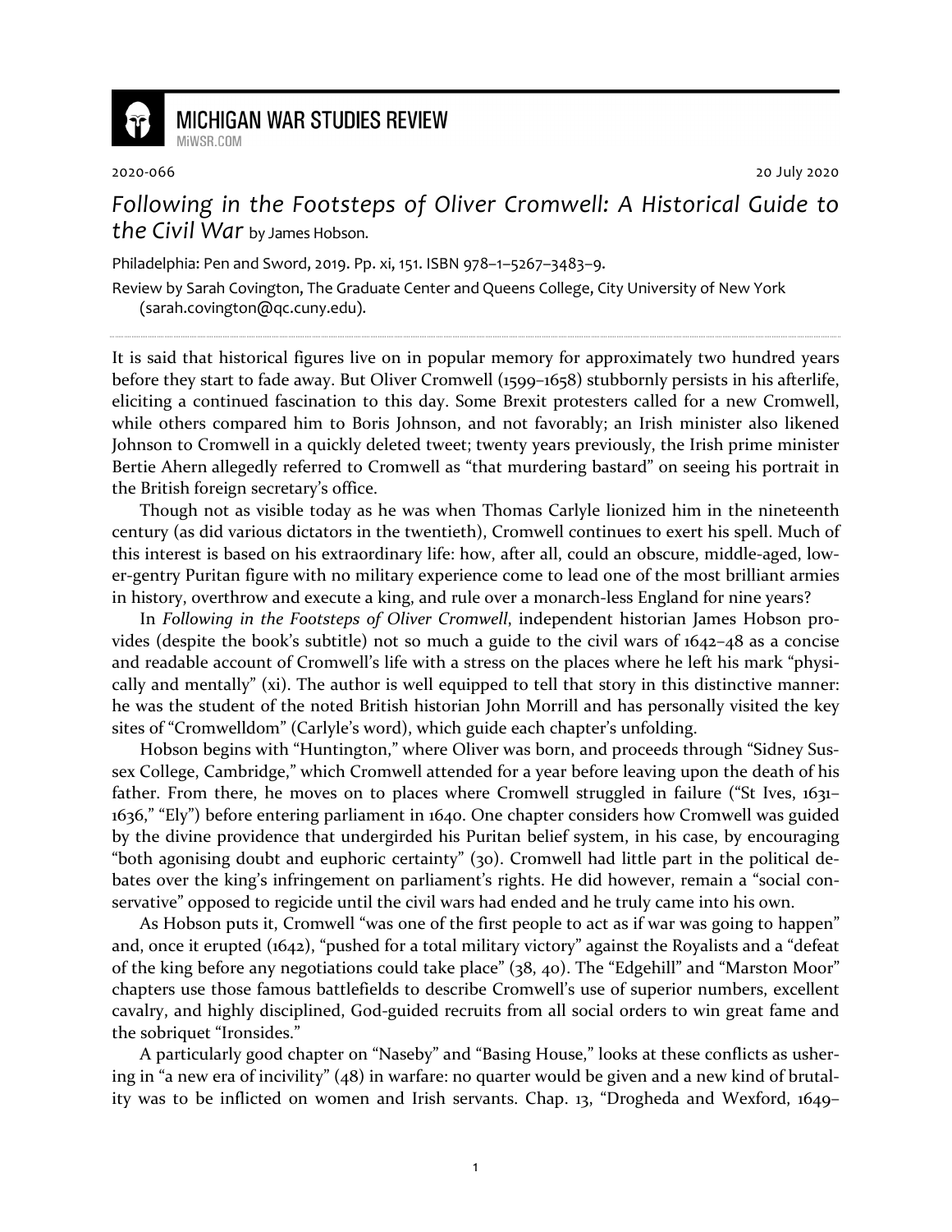MICHIGAN WAR STUDIES REVIEW
MiWSR.COM

2020-066 20 July 2020

# *Following in the Footsteps of Oliver Cromwell: A Historical Guide to the Civil War* by James Hobson.

Philadelphia: Pen and Sword, 2019. Pp. xi, 151. ISBN 978–1–5267–3483–9.

Review by Sarah Covington, The Graduate Center and Queens College, City University of New York (sarah.covington@qc.cuny.edu).

---

It is said that historical figures live on in popular memory for approximately two hundred years before they start to fade away. But Oliver Cromwell (1599–1658) stubbornly persists in his afterlife, eliciting a continued fascination to this day. Some Brexit protesters called for a new Cromwell, while others compared him to Boris Johnson, and not favorably; an Irish minister also likened Johnson to Cromwell in a quickly deleted tweet; twenty years previously, the Irish prime minister Bertie Ahern allegedly referred to Cromwell as "that murdering bastard" on seeing his portrait in the British foreign secretary's office.

Though not as visible today as he was when Thomas Carlyle lionized him in the nineteenth century (as did various dictators in the twentieth), Cromwell continues to exert his spell. Much of this interest is based on his extraordinary life: how, after all, could an obscure, middle-aged, lower-gentry Puritan figure with no military experience come to lead one of the most brilliant armies in history, overthrow and execute a king, and rule over a monarch-less England for nine years?

In *Following in the Footsteps of Oliver Cromwell*, independent historian James Hobson provides (despite the book's subtitle) not so much a guide to the civil wars of 1642–48 as a concise and readable account of Cromwell's life with a stress on the places where he left his mark "physically and mentally" (xi). The author is well equipped to tell that story in this distinctive manner: he was the student of the noted British historian John Morrill and has personally visited the key sites of "Cromwelldom" (Carlyle's word), which guide each chapter's unfolding.

Hobson begins with "Huntington," where Oliver was born, and proceeds through "Sidney Sussex College, Cambridge," which Cromwell attended for a year before leaving upon the death of his father. From there, he moves on to places where Cromwell struggled in failure ("St Ives, 1631–1636," "Ely") before entering parliament in 1640. One chapter considers how Cromwell was guided by the divine providence that undergirded his Puritan belief system, in his case, by encouraging "both agonising doubt and euphoric certainty" (30). Cromwell had little part in the political debates over the king's infringement on parliament's rights. He did however, remain a "social conservative" opposed to regicide until the civil wars had ended and he truly came into his own.

As Hobson puts it, Cromwell "was one of the first people to act as if war was going to happen" and, once it erupted (1642), "pushed for a total military victory" against the Royalists and a "defeat of the king before any negotiations could take place" (38, 40). The "Edgehill" and "Marston Moor" chapters use those famous battlefields to describe Cromwell's use of superior numbers, excellent cavalry, and highly disciplined, God-guided recruits from all social orders to win great fame and the sobriquet "Ironsides."

A particularly good chapter on "Naseby" and "Basing House," looks at these conflicts as ushering in "a new era of incivility" (48) in warfare: no quarter would be given and a new kind of brutality was to be inflicted on women and Irish servants. Chap. 13, "Drogheda and Wexford, 1649–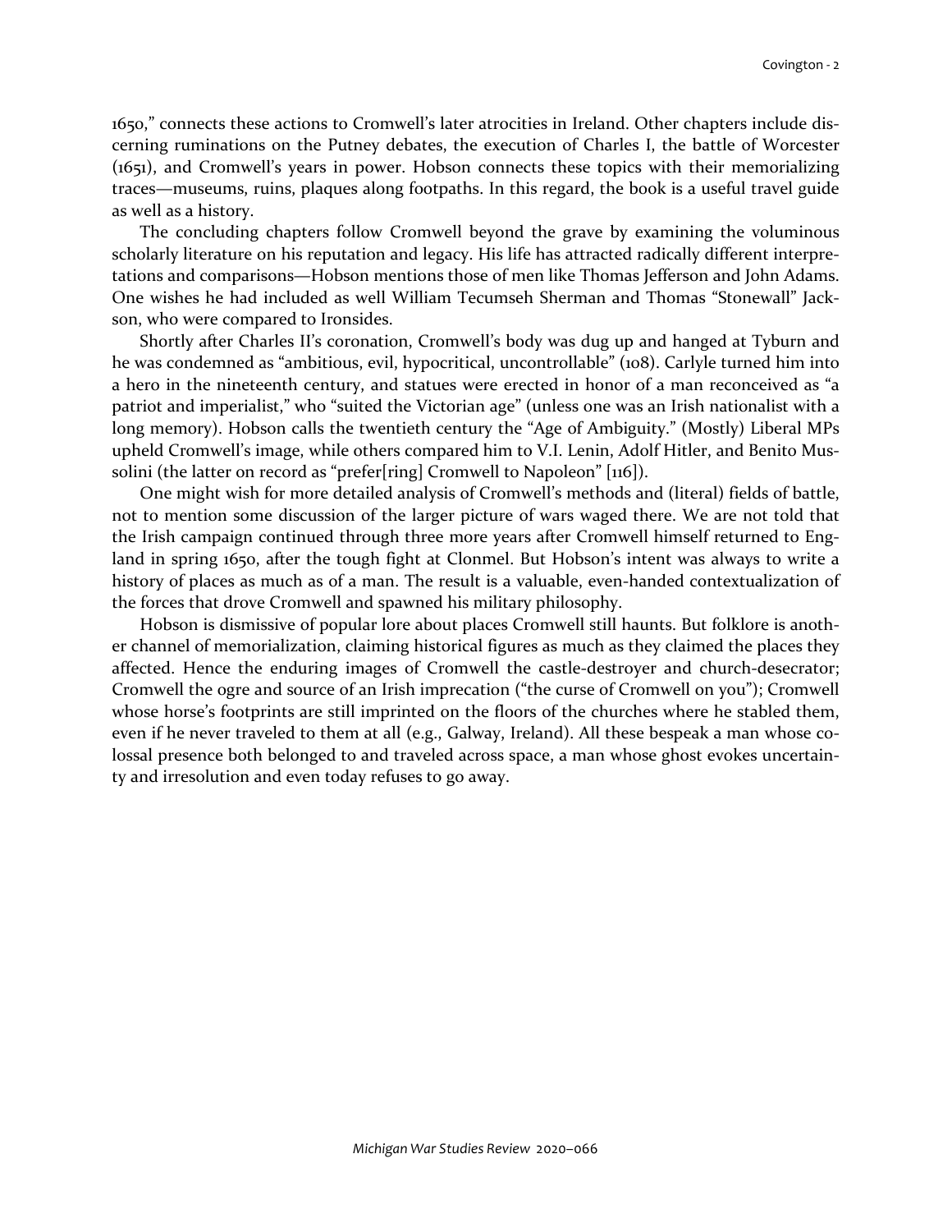1650," connects these actions to Cromwell's later atrocities in Ireland. Other chapters include discerning ruminations on the Putney debates, the execution of Charles I, the battle of Worcester (1651), and Cromwell's years in power. Hobson connects these topics with their memorializing traces—museums, ruins, plaques along footpaths. In this regard, the book is a useful travel guide as well as a history.

The concluding chapters follow Cromwell beyond the grave by examining the voluminous scholarly literature on his reputation and legacy. His life has attracted radically different interpretations and comparisons—Hobson mentions those of men like Thomas Jefferson and John Adams. One wishes he had included as well William Tecumseh Sherman and Thomas "Stonewall" Jackson, who were compared to Ironsides.

Shortly after Charles II's coronation, Cromwell's body was dug up and hanged at Tyburn and he was condemned as "ambitious, evil, hypocritical, uncontrollable" (108). Carlyle turned him into a hero in the nineteenth century, and statues were erected in honor of a man reconceived as "a patriot and imperialist," who "suited the Victorian age" (unless one was an Irish nationalist with a long memory). Hobson calls the twentieth century the "Age of Ambiguity." (Mostly) Liberal MPs upheld Cromwell's image, while others compared him to V.I. Lenin, Adolf Hitler, and Benito Mussolini (the latter on record as "prefer[ring] Cromwell to Napoleon" [116]).

One might wish for more detailed analysis of Cromwell's methods and (literal) fields of battle, not to mention some discussion of the larger picture of wars waged there. We are not told that the Irish campaign continued through three more years after Cromwell himself returned to England in spring 1650, after the tough fight at Clonmel. But Hobson's intent was always to write a history of places as much as of a man. The result is a valuable, even-handed contextualization of the forces that drove Cromwell and spawned his military philosophy.

Hobson is dismissive of popular lore about places Cromwell still haunts. But folklore is another channel of memorialization, claiming historical figures as much as they claimed the places they affected. Hence the enduring images of Cromwell the castle-destroyer and church-desecrator; Cromwell the ogre and source of an Irish imprecation ("the curse of Cromwell on you"); Cromwell whose horse's footprints are still imprinted on the floors of the churches where he stabled them, even if he never traveled to them at all (e.g., Galway, Ireland). All these bespeak a man whose colossal presence both belonged to and traveled across space, a man whose ghost evokes uncertainty and irresolution and even today refuses to go away.